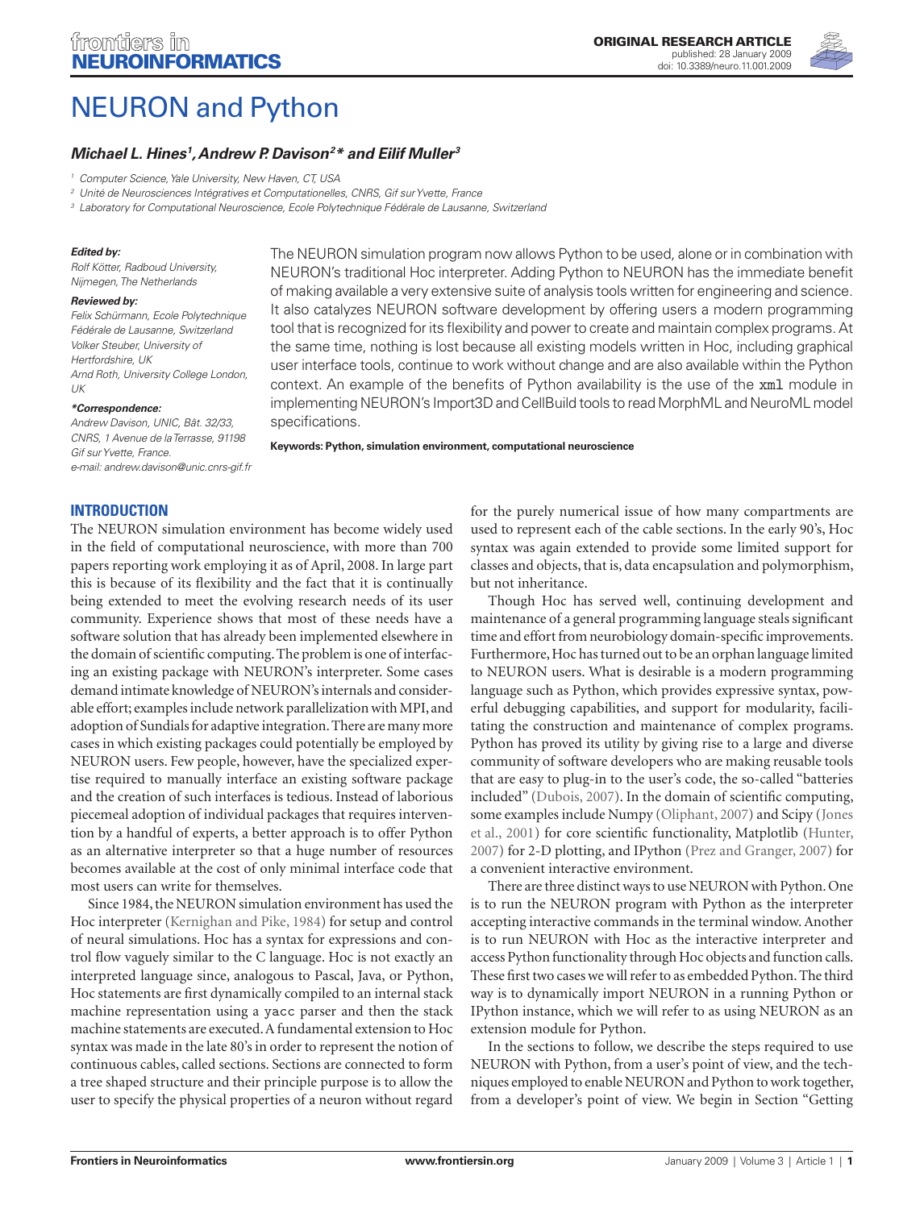ORIGINAL RESEARCH ARTICLE
published: 28 January 2009
doi: 10.3389/neuro.11.001.2009

# NEURON and Python

***Michael L. Hines[1], Andrew P. Davison[2]\* and Eilif Muller[3]***

[1] Computer Science, Yale University, New Haven, CT, USA
[2] Unité de Neurosciences Intégratives et Computationelles, CNRS, Gif sur Yvette, France
[3] Laboratory for Computational Neuroscience, Ecole Polytechnique Fédérale de Lausanne, Switzerland

***Edited by:***
*Rolf Kötter, Radboud University, Nijmegen, The Netherlands*

***Reviewed by:***
*Felix Schürmann, Ecole Polytechnique Fédérale de Lausanne, Switzerland*
*Volker Steuber, University of Hertfordshire, UK*
*Arnd Roth, University College London, UK*

***\*Correspondence:***
*Andrew Davison, UNIC, Bât. 32/33, CNRS, 1 Avenue de la Terrasse, 91198 Gif sur Yvette, France.*
*e-mail: andrew.davison@unic.cnrs-gif.fr*

The NEURON simulation program now allows Python to be used, alone or in combination with NEURON's traditional Hoc interpreter. Adding Python to NEURON has the immediate benefit of making available a very extensive suite of analysis tools written for engineering and science. It also catalyzes NEURON software development by offering users a modern programming tool that is recognized for its flexibility and power to create and maintain complex programs. At the same time, nothing is lost because all existing models written in Hoc, including graphical user interface tools, continue to work without change and are also available within the Python context. An example of the benefits of Python availability is the use of the `xml` module in implementing NEURON's Import3D and CellBuild tools to read MorphML and NeuroML model specifications.

**Keywords: Python, simulation environment, computational neuroscience**

## INTRODUCTION

The NEURON simulation environment has become widely used in the field of computational neuroscience, with more than 700 papers reporting work employing it as of April, 2008. In large part this is because of its flexibility and the fact that it is continually being extended to meet the evolving research needs of its user community. Experience shows that most of these needs have a software solution that has already been implemented elsewhere in the domain of scientific computing. The problem is one of interfacing an existing package with NEURON's interpreter. Some cases demand intimate knowledge of NEURON's internals and considerable effort; examples include network parallelization with MPI, and adoption of Sundials for adaptive integration. There are many more cases in which existing packages could potentially be employed by NEURON users. Few people, however, have the specialized expertise required to manually interface an existing software package and the creation of such interfaces is tedious. Instead of laborious piecemeal adoption of individual packages that requires intervention by a handful of experts, a better approach is to offer Python as an alternative interpreter so that a huge number of resources becomes available at the cost of only minimal interface code that most users can write for themselves.

Since 1984, the NEURON simulation environment has used the Hoc interpreter (Kernighan and Pike, 1984) for setup and control of neural simulations. Hoc has a syntax for expressions and control flow vaguely similar to the C language. Hoc is not exactly an interpreted language since, analogous to Pascal, Java, or Python, Hoc statements are first dynamically compiled to an internal stack machine representation using a `yacc` parser and then the stack machine statements are executed. A fundamental extension to Hoc syntax was made in the late 80's in order to represent the notion of continuous cables, called sections. Sections are connected to form a tree shaped structure and their principle purpose is to allow the user to specify the physical properties of a neuron without regard for the purely numerical issue of how many compartments are used to represent each of the cable sections. In the early 90's, Hoc syntax was again extended to provide some limited support for classes and objects, that is, data encapsulation and polymorphism, but not inheritance.

Though Hoc has served well, continuing development and maintenance of a general programming language steals significant time and effort from neurobiology domain-specific improvements. Furthermore, Hoc has turned out to be an orphan language limited to NEURON users. What is desirable is a modern programming language such as Python, which provides expressive syntax, powerful debugging capabilities, and support for modularity, facilitating the construction and maintenance of complex programs. Python has proved its utility by giving rise to a large and diverse community of software developers who are making reusable tools that are easy to plug-in to the user's code, the so-called "batteries included" (Dubois, 2007). In the domain of scientific computing, some examples include Numpy (Oliphant, 2007) and Scipy (Jones et al., 2001) for core scientific functionality, Matplotlib (Hunter, 2007) for 2-D plotting, and IPython (Prez and Granger, 2007) for a convenient interactive environment.

There are three distinct ways to use NEURON with Python. One is to run the NEURON program with Python as the interpreter accepting interactive commands in the terminal window. Another is to run NEURON with Hoc as the interactive interpreter and access Python functionality through Hoc objects and function calls. These first two cases we will refer to as embedded Python. The third way is to dynamically import NEURON in a running Python or IPython instance, which we will refer to as using NEURON as an extension module for Python.

In the sections to follow, we describe the steps required to use NEURON with Python, from a user's point of view, and the techniques employed to enable NEURON and Python to work together, from a developer's point of view. We begin in Section "Getting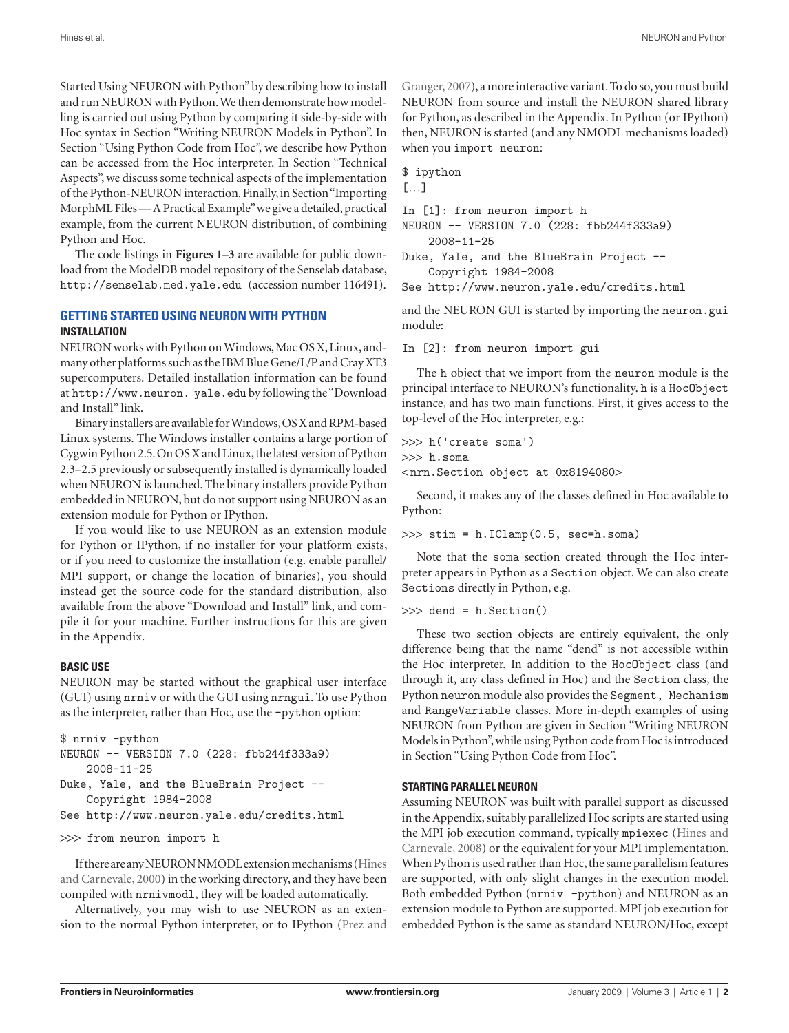Started Using NEURON with Python" by describing how to install and run NEURON with Python. We then demonstrate how modelling is carried out using Python by comparing it side-by-side with Hoc syntax in Section "Writing NEURON Models in Python". In Section "Using Python Code from Hoc", we describe how Python can be accessed from the Hoc interpreter. In Section "Technical Aspects", we discuss some technical aspects of the implementation of the Python-NEURON interaction. Finally, in Section "Importing MorphML Files — A Practical Example" we give a detailed, practical example, from the current NEURON distribution, of combining Python and Hoc.

The code listings in **Figures 1–3** are available for public download from the ModelDB model repository of the Senselab database, `http://senselab.med.yale.edu` (accession number 116491).

## GETTING STARTED USING NEURON WITH PYTHON

### INSTALLATION

NEURON works with Python on Windows, Mac OS X, Linux, and many other platforms such as the IBM Blue Gene/L/P and Cray XT3 supercomputers. Detailed installation information can be found at `http://www.neuron. yale.edu` by following the "Download and Install" link.

Binary installers are available for Windows, OS X and RPM-based Linux systems. The Windows installer contains a large portion of Cygwin Python 2.5. On OS X and Linux, the latest version of Python 2.3–2.5 previously or subsequently installed is dynamically loaded when NEURON is launched. The binary installers provide Python embedded in NEURON, but do not support using NEURON as an extension module for Python or IPython.

If you would like to use NEURON as an extension module for Python or IPython, if no installer for your platform exists, or if you need to customize the installation (e.g. enable parallel/MPI support, or change the location of binaries), you should instead get the source code for the standard distribution, also available from the above "Download and Install" link, and compile it for your machine. Further instructions for this are given in the Appendix.

### BASIC USE

NEURON may be started without the graphical user interface (GUI) using `nrniv` or with the GUI using `nrngui`. To use Python as the interpreter, rather than Hoc, use the `-python` option:

```
$ nrniv -python
NEURON -- VERSION 7.0 (228: fbb244f333a9)
    2008-11-25
Duke, Yale, and the BlueBrain Project --
    Copyright 1984-2008
See http://www.neuron.yale.edu/credits.html
```

```
>>> from neuron import h
```

If there are any NEURON NMODL extension mechanisms (Hines and Carnevale, 2000) in the working directory, and they have been compiled with `nrnivmodl`, they will be loaded automatically.

Alternatively, you may wish to use NEURON as an extension to the normal Python interpreter, or to IPython (Prez and Granger, 2007), a more interactive variant. To do so, you must build NEURON from source and install the NEURON shared library for Python, as described in the Appendix. In Python (or IPython) then, NEURON is started (and any NMODL mechanisms loaded) when you `import neuron`:

```
$ ipython
[…]
```

```
In [1]: from neuron import h
NEURON -- VERSION 7.0 (228: fbb244f333a9)
    2008-11-25
Duke, Yale, and the BlueBrain Project --
    Copyright 1984-2008
See http://www.neuron.yale.edu/credits.html
```

and the NEURON GUI is started by importing the `neuron.gui` module:

```
In [2]: from neuron import gui
```

The `h` object that we import from the `neuron` module is the principal interface to NEURON's functionality. `h` is a `HocObject` instance, and has two main functions. First, it gives access to the top-level of the Hoc interpreter, e.g.:

```
>>> h('create soma')
>>> h.soma
<nrn.Section object at 0x8194080>
```

Second, it makes any of the classes defined in Hoc available to Python:

```
>>> stim = h.IClamp(0.5, sec=h.soma)
```

Note that the `soma` section created through the Hoc interpreter appears in Python as a `Section` object. We can also create `Sections` directly in Python, e.g.

```
>>> dend = h.Section()
```

These two section objects are entirely equivalent, the only difference being that the name "dend" is not accessible within the Hoc interpreter. In addition to the `HocObject` class (and through it, any class defined in Hoc) and the `Section` class, the Python `neuron` module also provides the `Segment, Mechanism` and `RangeVariable` classes. More in-depth examples of using NEURON from Python are given in Section "Writing NEURON Models in Python", while using Python code from Hoc is introduced in Section "Using Python Code from Hoc".

### STARTING PARALLEL NEURON

Assuming NEURON was built with parallel support as discussed in the Appendix, suitably parallelized Hoc scripts are started using the MPI job execution command, typically `mpiexec` (Hines and Carnevale, 2008) or the equivalent for your MPI implementation. When Python is used rather than Hoc, the same parallelism features are supported, with only slight changes in the execution model. Both embedded Python (`nrniv -python`) and NEURON as an extension module to Python are supported. MPI job execution for embedded Python is the same as standard NEURON/Hoc, except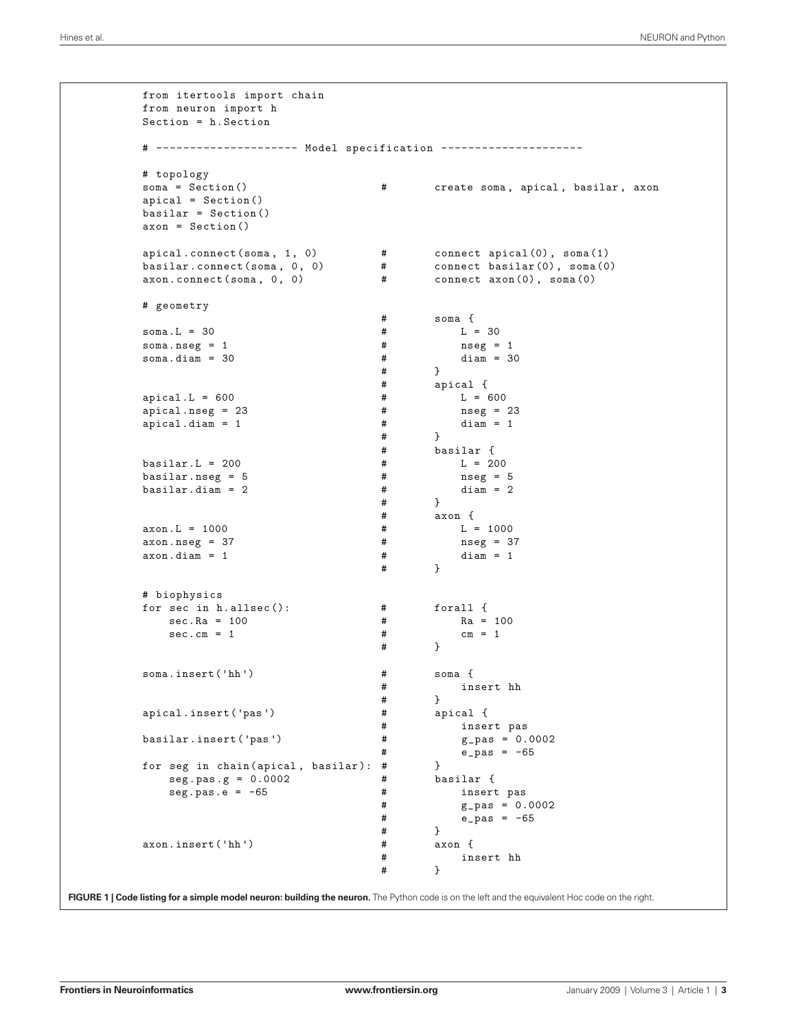```
from itertools import chain
from neuron import h
Section = h.Section

# --------------------- Model specification ---------------------

# topology
soma = Section()                    #       create soma, apical, basilar, axon
apical = Section()
basilar = Section()
axon = Section()

apical.connect(soma, 1, 0)          #       connect apical(0), soma(1)
basilar.connect(soma, 0, 0)         #       connect basilar(0), soma(0)
axon.connect(soma, 0, 0)            #       connect axon(0), soma(0)

# geometry
                                    #       soma {
soma.L = 30                         #           L = 30
soma.nseg = 1                       #           nseg = 1
soma.diam = 30                      #           diam = 30
                                    #       }
                                    #       apical {
apical.L = 600                      #           L = 600
apical.nseg = 23                    #           nseg = 23
apical.diam = 1                     #           diam = 1
                                    #       }
                                    #       basilar {
basilar.L = 200                     #           L = 200
basilar.nseg = 5                    #           nseg = 5
basilar.diam = 2                    #           diam = 2
                                    #       }
                                    #       axon {
axon.L = 1000                       #           L = 1000
axon.nseg = 37                      #           nseg = 37
axon.diam = 1                       #           diam = 1
                                    #       }

# biophysics
for sec in h.allsec():              #       forall {
    sec.Ra = 100                    #           Ra = 100
    sec.cm = 1                      #           cm = 1
                                    #       }

soma.insert('hh')                   #       soma {
                                    #           insert hh
                                    #       }
apical.insert('pas')                #       apical {
                                    #           insert pas
basilar.insert('pas')               #           g_pas = 0.0002
                                    #           e_pas = -65
for seg in chain(apical, basilar):  #       }
    seg.pas.g = 0.0002              #       basilar {
    seg.pas.e = -65                 #           insert pas
                                    #           g_pas = 0.0002
                                    #           e_pas = -65
                                    #       }
axon.insert('hh')                   #       axon {
                                    #           insert hh
                                    #       }
```

**FIGURE 1 | Code listing for a simple model neuron: building the neuron.** The Python code is on the left and the equivalent Hoc code on the right.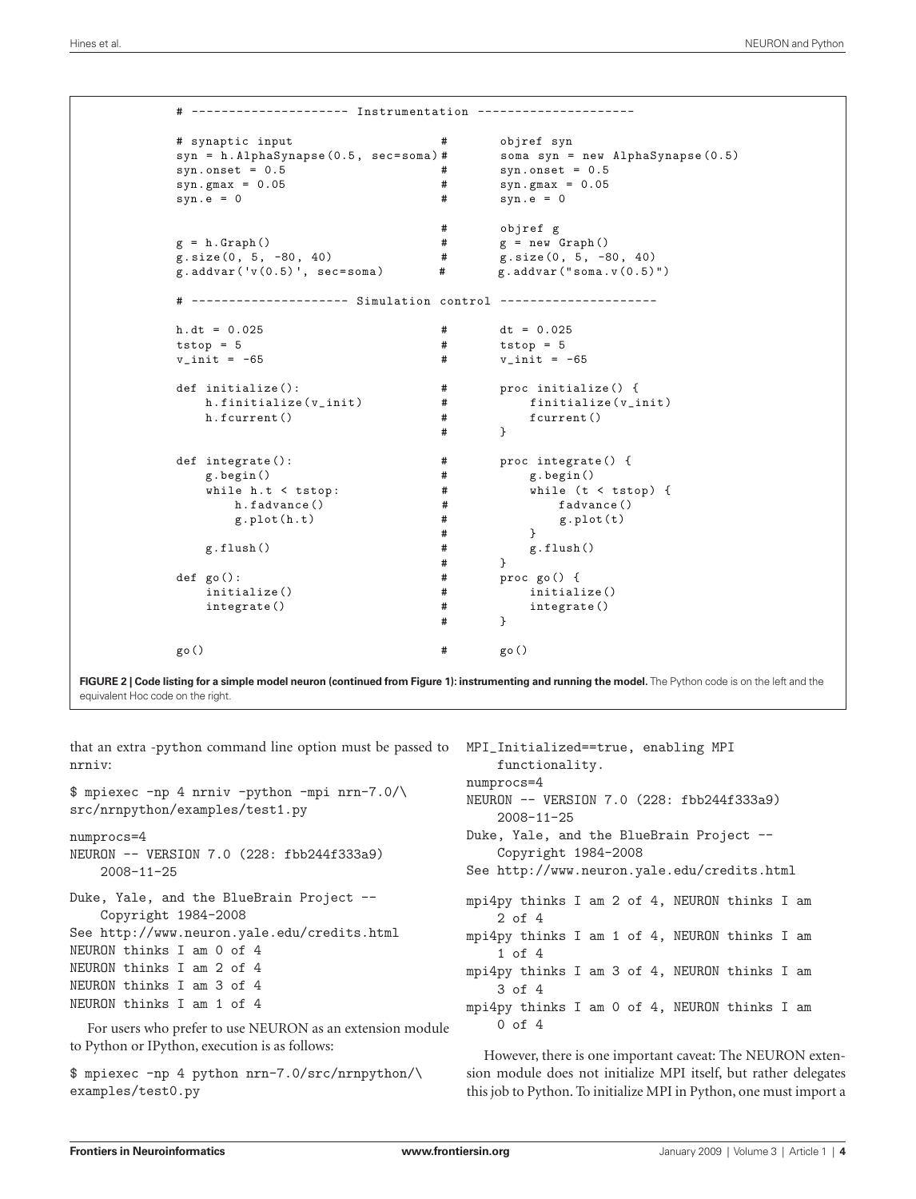```
# --------------------- Instrumentation ---------------------

# synaptic input                       #       objref syn
syn = h.AlphaSynapse(0.5, sec=soma)    #       soma syn = new AlphaSynapse(0.5)
syn.onset = 0.5                        #       syn.onset = 0.5
syn.gmax = 0.05                        #       syn.gmax = 0.05
syn.e = 0                              #       syn.e = 0

                                       #       objref g
g = h.Graph()                          #       g = new Graph()
g.size(0, 5, -80, 40)                  #       g.size(0, 5, -80, 40)
g.addvar('v(0.5)', sec=soma)           #       g.addvar("soma.v(0.5)")

# --------------------- Simulation control ---------------------

h.dt = 0.025                           #       dt = 0.025
tstop = 5                              #       tstop = 5
v_init = -65                           #       v_init = -65

def initialize():                      #       proc initialize() {
    h.finitialize(v_init)              #           finitialize(v_init)
    h.fcurrent()                       #           fcurrent()
                                       #       }

def integrate():                       #       proc integrate() {
    g.begin()                          #           g.begin()
    while h.t < tstop:                 #           while (t < tstop) {
        h.fadvance()                   #               fadvance()
        g.plot(h.t)                    #               g.plot(t)
                                       #           }
    g.flush()                          #           g.flush()
                                       #       }
def go():                              #       proc go() {
    initialize()                       #           initialize()
    integrate()                        #           integrate()
                                       #       }

go()                                   #       go()
```

**FIGURE 2 | Code listing for a simple model neuron (continued from Figure 1): instrumenting and running the model.** The Python code is on the left and the equivalent Hoc code on the right.

that an extra -python command line option must be passed to nrniv:

```
$ mpiexec -np 4 nrniv -python -mpi nrn-7.0/\
src/nrnpython/examples/test1.py

numprocs=4
NEURON -- VERSION 7.0 (228: fbb244f333a9)
    2008-11-25

Duke, Yale, and the BlueBrain Project --
    Copyright 1984-2008
See http://www.neuron.yale.edu/credits.html
NEURON thinks I am 0 of 4
NEURON thinks I am 2 of 4
NEURON thinks I am 3 of 4
NEURON thinks I am 1 of 4
```

For users who prefer to use NEURON as an extension module to Python or IPython, execution is as follows:

```
$ mpiexec -np 4 python nrn-7.0/src/nrnpython/\
examples/test0.py

MPI_Initialized==true, enabling MPI
    functionality.
numprocs=4
NEURON -- VERSION 7.0 (228: fbb244f333a9)
    2008-11-25
Duke, Yale, and the BlueBrain Project --
    Copyright 1984-2008
See http://www.neuron.yale.edu/credits.html

mpi4py thinks I am 2 of 4, NEURON thinks I am
    2 of 4
mpi4py thinks I am 1 of 4, NEURON thinks I am
    1 of 4
mpi4py thinks I am 3 of 4, NEURON thinks I am
    3 of 4
mpi4py thinks I am 0 of 4, NEURON thinks I am
    0 of 4
```

However, there is one important caveat: The NEURON extension module does not initialize MPI itself, but rather delegates this job to Python. To initialize MPI in Python, one must import a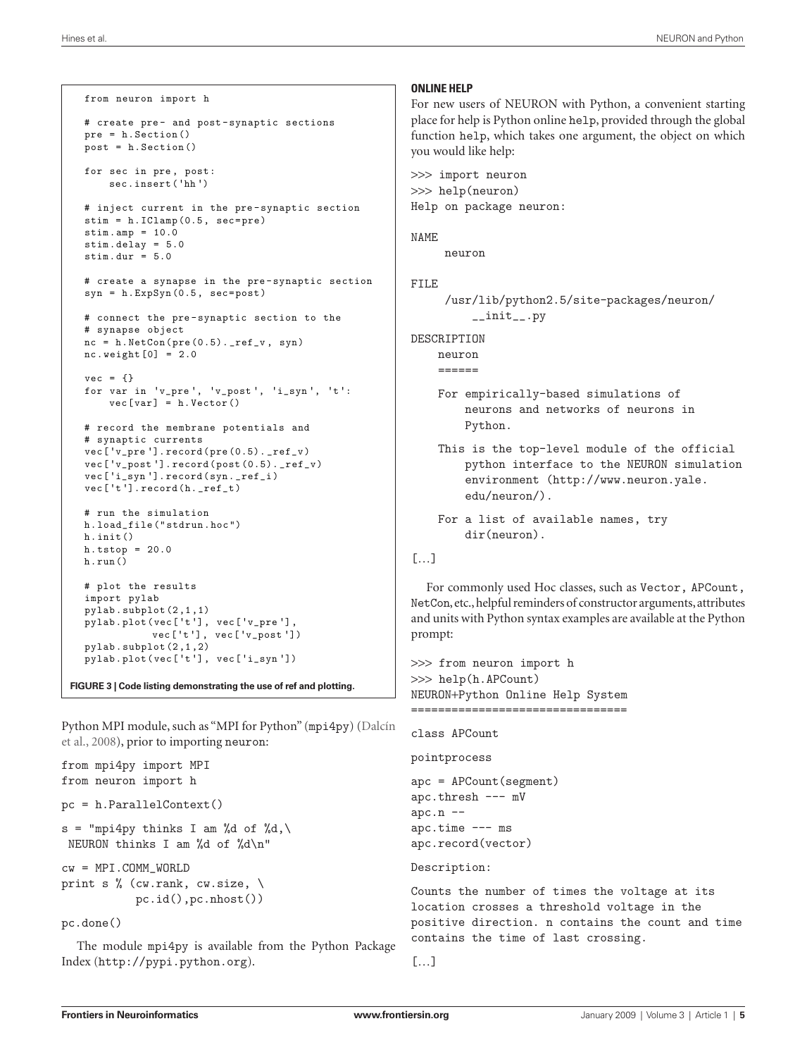```
from neuron import h

# create pre- and post-synaptic sections
pre = h.Section()
post = h.Section()

for sec in pre, post:
    sec.insert('hh')

# inject current in the pre-synaptic section
stim = h.IClamp(0.5, sec=pre)
stim.amp = 10.0
stim.delay = 5.0
stim.dur = 5.0

# create a synapse in the pre-synaptic section
syn = h.ExpSyn(0.5, sec=post)

# connect the pre-synaptic section to the
# synapse object
nc = h.NetCon(pre(0.5)._ref_v, syn)
nc.weight[0] = 2.0

vec = {}
for var in 'v_pre', 'v_post', 'i_syn', 't':
    vec[var] = h.Vector()

# record the membrane potentials and
# synaptic currents
vec['v_pre'].record(pre(0.5)._ref_v)
vec['v_post'].record(post(0.5)._ref_v)
vec['i_syn'].record(syn._ref_i)
vec['t'].record(h._ref_t)

# run the simulation
h.load_file("stdrun.hoc")
h.init()
h.tstop = 20.0
h.run()

# plot the results
import pylab
pylab.subplot(2,1,1)
pylab.plot(vec['t'], vec['v_pre'],
           vec['t'], vec['v_post'])
pylab.subplot(2,1,2)
pylab.plot(vec['t'], vec['i_syn'])
```

**FIGURE 3 | Code listing demonstrating the use of ref and plotting.**

Python MPI module, such as "MPI for Python" (mpi4py) (Dalcín et al., 2008), prior to importing neuron:

```
from mpi4py import MPI
from neuron import h

pc = h.ParallelContext()

s = "mpi4py thinks I am %d of %d,\
 NEURON thinks I am %d of %d\n"

cw = MPI.COMM_WORLD
print s % (cw.rank, cw.size, \
          pc.id(),pc.nhost())

pc.done()
```

The module mpi4py is available from the Python Package Index (http://pypi.python.org).

### ONLINE HELP

For new users of NEURON with Python, a convenient starting place for help is Python online help, provided through the global function help, which takes one argument, the object on which you would like help:

```
>>> import neuron
>>> help(neuron)
Help on package neuron:

NAME
     neuron

FILE
     /usr/lib/python2.5/site-packages/neuron/
         __init__.py

DESCRIPTION
    neuron
    ======

    For empirically-based simulations of
        neurons and networks of neurons in
        Python.

    This is the top-level module of the official
        python interface to the NEURON simulation
        environment (http://www.neuron.yale.
        edu/neuron/).

    For a list of available names, try
        dir(neuron).

[...]
```

For commonly used Hoc classes, such as Vector, APCount, NetCon, etc., helpful reminders of constructor arguments, attributes and units with Python syntax examples are available at the Python prompt:

```
>>> from neuron import h
>>> help(h.APCount)
NEURON+Python Online Help System
================================

class APCount

pointprocess

apc = APCount(segment)
apc.thresh --- mV
apc.n --
apc.time --- ms
apc.record(vector)

Description:

Counts the number of times the voltage at its
location crosses a threshold voltage in the
positive direction. n contains the count and time
contains the time of last crossing.

[...]
```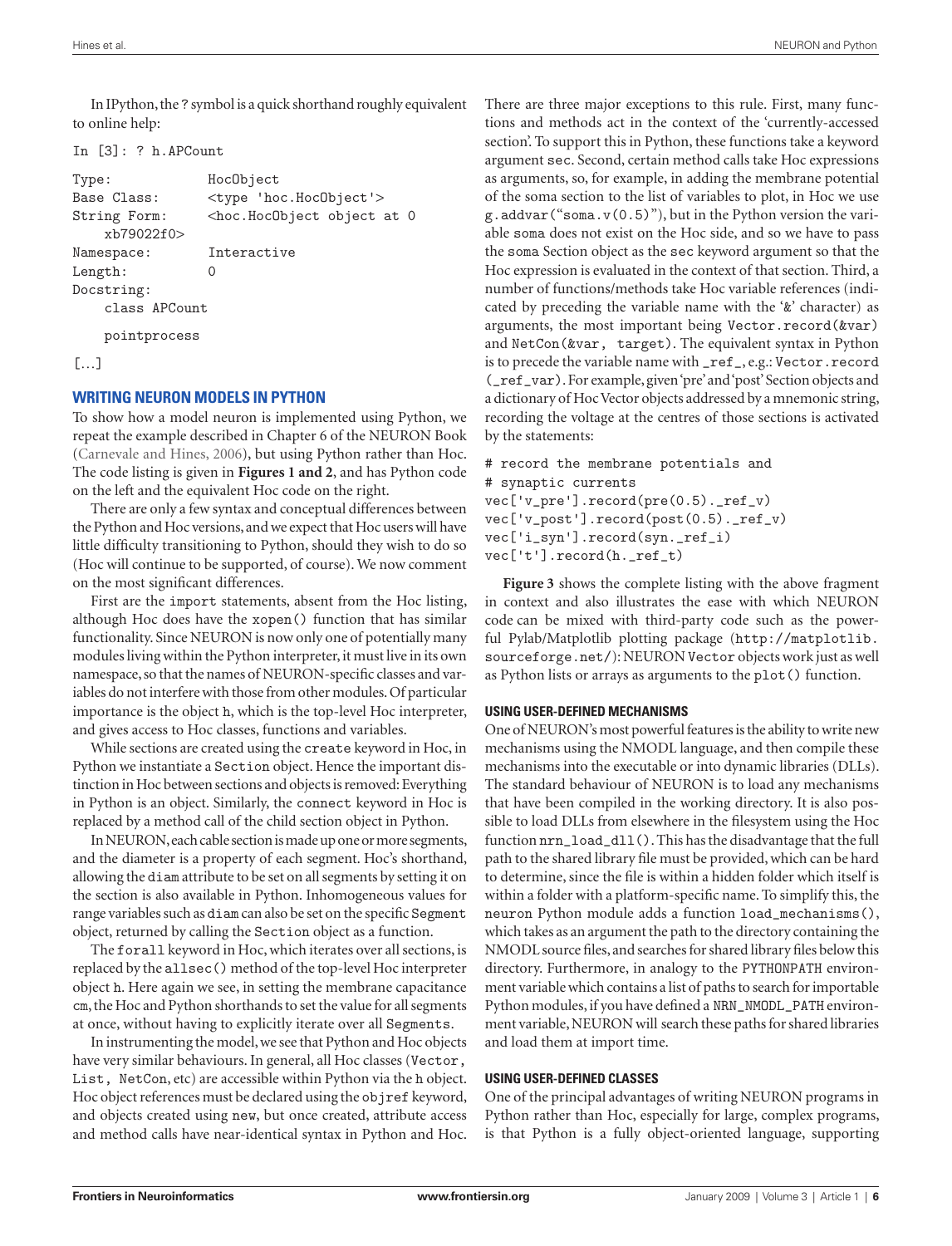In IPython, the ? symbol is a quick shorthand roughly equivalent to online help:

```
In [3]: ? h.APCount

Type:           HocObject
Base Class:     <type 'hoc.HocObject'>
String Form:    <hoc.HocObject object at 0
    xb79022f0>
Namespace:      Interactive
Length:         0
Docstring:
    class APCount

    pointprocess
[…]
```

## WRITING NEURON MODELS IN PYTHON

To show how a model neuron is implemented using Python, we repeat the example described in Chapter 6 of the NEURON Book (Carnevale and Hines, 2006), but using Python rather than Hoc. The code listing is given in **Figures 1 and 2**, and has Python code on the left and the equivalent Hoc code on the right.

There are only a few syntax and conceptual differences between the Python and Hoc versions, and we expect that Hoc users will have little difficulty transitioning to Python, should they wish to do so (Hoc will continue to be supported, of course). We now comment on the most significant differences.

First are the `import` statements, absent from the Hoc listing, although Hoc does have the `xopen()` function that has similar functionality. Since NEURON is now only one of potentially many modules living within the Python interpreter, it must live in its own namespace, so that the names of NEURON-specific classes and variables do not interfere with those from other modules. Of particular importance is the object `h`, which is the top-level Hoc interpreter, and gives access to Hoc classes, functions and variables.

While sections are created using the `create` keyword in Hoc, in Python we instantiate a `Section` object. Hence the important distinction in Hoc between sections and objects is removed: Everything in Python is an object. Similarly, the `connect` keyword in Hoc is replaced by a method call of the child section object in Python.

In NEURON, each cable section is made up one or more segments, and the diameter is a property of each segment. Hoc's shorthand, allowing the `diam` attribute to be set on all segments by setting it on the section is also available in Python. Inhomogeneous values for range variables such as `diam` can also be set on the specific `Segment` object, returned by calling the `Section` object as a function.

The `forall` keyword in Hoc, which iterates over all sections, is replaced by the `allsec()` method of the top-level Hoc interpreter object `h`. Here again we see, in setting the membrane capacitance `cm`, the Hoc and Python shorthands to set the value for all segments at once, without having to explicitly iterate over all `Segments`.

In instrumenting the model, we see that Python and Hoc objects have very similar behaviours. In general, all Hoc classes (`Vector, List, NetCon`, etc) are accessible within Python via the `h` object. Hoc object references must be declared using the `objref` keyword, and objects created using `new`, but once created, attribute access and method calls have near-identical syntax in Python and Hoc. There are three major exceptions to this rule. First, many functions and methods act in the context of the 'currently-accessed section'. To support this in Python, these functions take a keyword argument `sec`. Second, certain method calls take Hoc expressions as arguments, so, for example, in adding the membrane potential of the soma section to the list of variables to plot, in Hoc we use `g.addvar("soma.v(0.5)")`, but in the Python version the variable `soma` does not exist on the Hoc side, and so we have to pass the `soma` Section object as the `sec` keyword argument so that the Hoc expression is evaluated in the context of that section. Third, a number of functions/methods take Hoc variable references (indicated by preceding the variable name with the '&' character) as arguments, the most important being `Vector.record(&var)` and `NetCon(&var, target)`. The equivalent syntax in Python is to precede the variable name with `_ref_`, e.g.: `Vector.record(_ref_var)`. For example, given 'pre' and 'post' Section objects and a dictionary of Hoc Vector objects addressed by a mnemonic string, recording the voltage at the centres of those sections is activated by the statements:

```
# record the membrane potentials and
# synaptic currents
vec['v_pre'].record(pre(0.5)._ref_v)
vec['v_post'].record(post(0.5)._ref_v)
vec['i_syn'].record(syn._ref_i)
vec['t'].record(h._ref_t)
```

**Figure 3** shows the complete listing with the above fragment in context and also illustrates the ease with which NEURON code can be mixed with third-party code such as the powerful Pylab/Matplotlib plotting package (http://matplotlib.sourceforge.net/): NEURON `Vector` objects work just as well as Python lists or arrays as arguments to the `plot()` function.

### USING USER-DEFINED MECHANISMS

One of NEURON's most powerful features is the ability to write new mechanisms using the NMODL language, and then compile these mechanisms into the executable or into dynamic libraries (DLLs). The standard behaviour of NEURON is to load any mechanisms that have been compiled in the working directory. It is also possible to load DLLs from elsewhere in the filesystem using the Hoc function `nrn_load_dll()`. This has the disadvantage that the full path to the shared library file must be provided, which can be hard to determine, since the file is within a hidden folder which itself is within a folder with a platform-specific name. To simplify this, the `neuron` Python module adds a function `load_mechanisms()`, which takes as an argument the path to the directory containing the NMODL source files, and searches for shared library files below this directory. Furthermore, in analogy to the `PYTHONPATH` environment variable which contains a list of paths to search for importable Python modules, if you have defined a `NRN_NMODL_PATH` environment variable, NEURON will search these paths for shared libraries and load them at import time.

### USING USER-DEFINED CLASSES

One of the principal advantages of writing NEURON programs in Python rather than Hoc, especially for large, complex programs, is that Python is a fully object-oriented language, supporting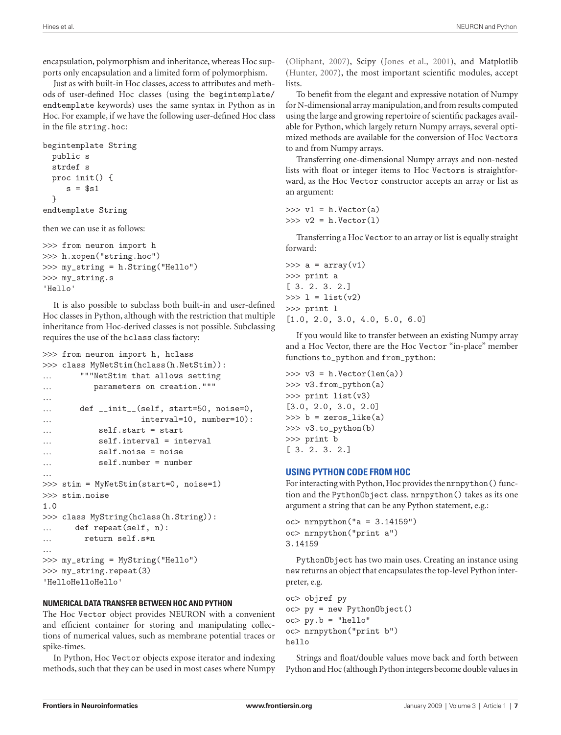encapsulation, polymorphism and inheritance, whereas Hoc supports only encapsulation and a limited form of polymorphism.

Just as with built-in Hoc classes, access to attributes and methods of user-defined Hoc classes (using the `begintemplate/endtemplate` keywords) uses the same syntax in Python as in Hoc. For example, if we have the following user-defined Hoc class in the file `string.hoc`:

```
begintemplate String
  public s
  strdef s
  proc init() {
     s = $s1
  }
endtemplate String
```

then we can use it as follows:

```
>>> from neuron import h
>>> h.xopen("string.hoc")
>>> my_string = h.String("Hello")
>>> my_string.s
'Hello'
```

It is also possible to subclass both built-in and user-defined Hoc classes in Python, although with the restriction that multiple inheritance from Hoc-derived classes is not possible. Subclassing requires the use of the `hclass` class factory:

```
>>> from neuron import h, hclass
>>> class MyNetStim(hclass(h.NetStim)):
...      """NetStim that allows setting
...         parameters on creation."""
...
...      def __init__(self, start=50, noise=0,
...                   interval=10, number=10):
...          self.start = start
...          self.interval = interval
...          self.noise = noise
...          self.number = number
...
>>> stim = MyNetStim(start=0, noise=1)
>>> stim.noise
1.0
>>> class MyString(hclass(h.String)):
...     def repeat(self, n):
...       return self.s*n
...
>>> my_string = MyString("Hello")
>>> my_string.repeat(3)
'HelloHelloHello'
```

#### NUMERICAL DATA TRANSFER BETWEEN HOC AND PYTHON

The Hoc `Vector` object provides NEURON with a convenient and efficient container for storing and manipulating collections of numerical values, such as membrane potential traces or spike-times.

In Python, Hoc `Vector` objects expose iterator and indexing methods, such that they can be used in most cases where Numpy (Oliphant, 2007), Scipy (Jones et al., 2001), and Matplotlib (Hunter, 2007), the most important scientific modules, accept lists.

To benefit from the elegant and expressive notation of Numpy for N-dimensional array manipulation, and from results computed using the large and growing repertoire of scientific packages available for Python, which largely return Numpy arrays, several optimized methods are available for the conversion of Hoc `Vectors` to and from Numpy arrays.

Transferring one-dimensional Numpy arrays and non-nested lists with float or integer items to Hoc `Vectors` is straightforward, as the Hoc `Vector` constructor accepts an array or list as an argument:

```
>>> v1 = h.Vector(a)
>>> v2 = h.Vector(l)
```

Transferring a Hoc `Vector` to an array or list is equally straight forward:

```
>>> a = array(v1)
>>> print a
[ 3. 2. 3. 2.]
>>> l = list(v2)
>>> print l
[1.0, 2.0, 3.0, 4.0, 5.0, 6.0]
```

If you would like to transfer between an existing Numpy array and a Hoc Vector, there are the Hoc `Vector` "in-place" member functions `to_python` and `from_python`:

```
>>> v3 = h.Vector(len(a))
>>> v3.from_python(a)
>>> print list(v3)
[3.0, 2.0, 3.0, 2.0]
>>> b = zeros_like(a)
>>> v3.to_python(b)
>>> print b
[ 3. 2. 3. 2.]
```

### USING PYTHON CODE FROM HOC

For interacting with Python, Hoc provides the `nrnpython()` function and the `PythonObject` class. `nrnpython()` takes as its one argument a string that can be any Python statement, e.g.:

```
oc> nrnpython("a = 3.14159")
oc> nrnpython("print a")
3.14159
```

`PythonObject` has two main uses. Creating an instance using `new` returns an object that encapsulates the top-level Python interpreter, e.g.

```
oc> objref py
oc> py = new PythonObject()
oc> py.b = "hello"
oc> nrnpython("print b")
hello
```

Strings and float/double values move back and forth between Python and Hoc (although Python integers become double values in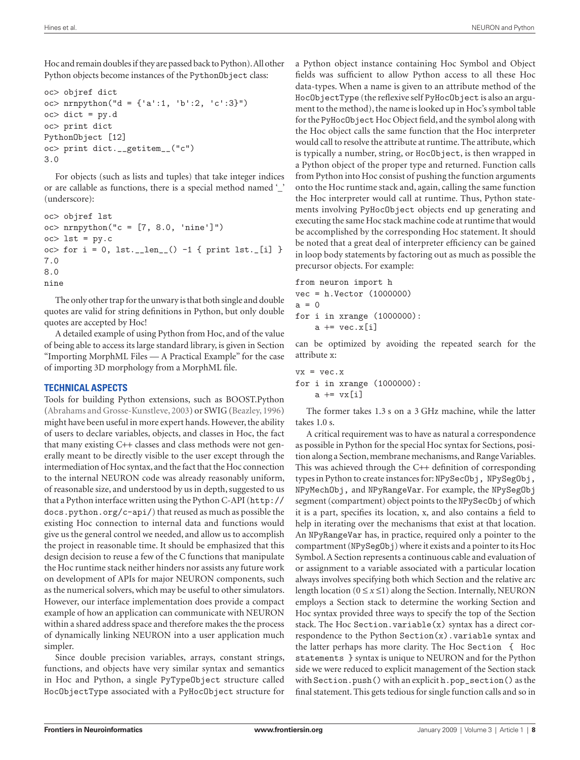Hoc and remain doubles if they are passed back to Python). All other Python objects become instances of the PythonObject class:

```
oc> objref dict
oc> nrnpython("d = {'a':1, 'b':2, 'c':3}")
oc> dict = py.d
oc> print dict
PythonObject [12]
oc> print dict.__getitem__("c")
3.0
```

For objects (such as lists and tuples) that take integer indices or are callable as functions, there is a special method named '_' (underscore):

```
oc> objref lst
oc> nrnpython("c = [7, 8.0, 'nine']")
oc> lst = py.c
oc> for i = 0, lst.__len__() -1 { print lst._[i] }
7.0
8.0
nine
```

The only other trap for the unwary is that both single and double quotes are valid for string definitions in Python, but only double quotes are accepted by Hoc!

A detailed example of using Python from Hoc, and of the value of being able to access its large standard library, is given in Section "Importing MorphML Files — A Practical Example" for the case of importing 3D morphology from a MorphML file.

## TECHNICAL ASPECTS

Tools for building Python extensions, such as BOOST.Python (Abrahams and Grosse-Kunstleve, 2003) or SWIG (Beazley, 1996) might have been useful in more expert hands. However, the ability of users to declare variables, objects, and classes in Hoc, the fact that many existing C++ classes and class methods were not generally meant to be directly visible to the user except through the intermediation of Hoc syntax, and the fact that the Hoc connection to the internal NEURON code was already reasonably uniform, of reasonable size, and understood by us in depth, suggested to us that a Python interface written using the Python C-API (http://docs.python.org/c-api/) that reused as much as possible the existing Hoc connection to internal data and functions would give us the general control we needed, and allow us to accomplish the project in reasonable time. It should be emphasized that this design decision to reuse a few of the C functions that manipulate the Hoc runtime stack neither hinders nor assists any future work on development of APIs for major NEURON components, such as the numerical solvers, which may be useful to other simulators. However, our interface implementation does provide a compact example of how an application can communicate with NEURON within a shared address space and therefore makes the process of dynamically linking NEURON into a user application much simpler.

Since double precision variables, arrays, constant strings, functions, and objects have very similar syntax and semantics in Hoc and Python, a single PyTypeObject structure called HocObjectType associated with a PyHocObject structure for a Python object instance containing Hoc Symbol and Object fields was sufficient to allow Python access to all these Hoc data-types. When a name is given to an attribute method of the HocObjectType (the reflexive self PyHocObject is also an argument to the method), the name is looked up in Hoc's symbol table for the PyHocObject Hoc Object field, and the symbol along with the Hoc object calls the same function that the Hoc interpreter would call to resolve the attribute at runtime. The attribute, which is typically a number, string, or HocObject, is then wrapped in a Python object of the proper type and returned. Function calls from Python into Hoc consist of pushing the function arguments onto the Hoc runtime stack and, again, calling the same function the Hoc interpreter would call at runtime. Thus, Python statements involving PyHocObject objects end up generating and executing the same Hoc stack machine code at runtime that would be accomplished by the corresponding Hoc statement. It should be noted that a great deal of interpreter efficiency can be gained in loop body statements by factoring out as much as possible the precursor objects. For example:

```
from neuron import h
vec = h.Vector (1000000)
a = 0
for i in xrange (1000000):
    a += vec.x[i]
```

can be optimized by avoiding the repeated search for the attribute x:

```
vx = vec.x
for i in xrange (1000000):
    a += vx[i]
```

The former takes 1.3 s on a 3 GHz machine, while the latter takes 1.0 s.

A critical requirement was to have as natural a correspondence as possible in Python for the special Hoc syntax for Sections, position along a Section, membrane mechanisms, and Range Variables. This was achieved through the C++ definition of corresponding types in Python to create instances for: NPySecObj, NPySegObj, NPyMechObj, and NPyRangeVar. For example, the NPySegObj segment (compartment) object points to the NPySecObj of which it is a part, specifies its location, x, and also contains a field to help in iterating over the mechanisms that exist at that location. An NPyRangeVar has, in practice, required only a pointer to the compartment (NPySegObj) where it exists and a pointer to its Hoc Symbol. A Section represents a continuous cable and evaluation of or assignment to a variable associated with a particular location always involves specifying both which Section and the relative arc length location ($0 \le x \le 1$) along the Section. Internally, NEURON employs a Section stack to determine the working Section and Hoc syntax provided three ways to specify the top of the Section stack. The Hoc `Section.variable(x)` syntax has a direct correspondence to the Python `Section(x).variable` syntax and the latter perhaps has more clarity. The Hoc `Section { Hoc statements }` syntax is unique to NEURON and for the Python side we were reduced to explicit management of the Section stack with `Section.push()` with an explicit `h.pop_section()` as the final statement. This gets tedious for single function calls and so in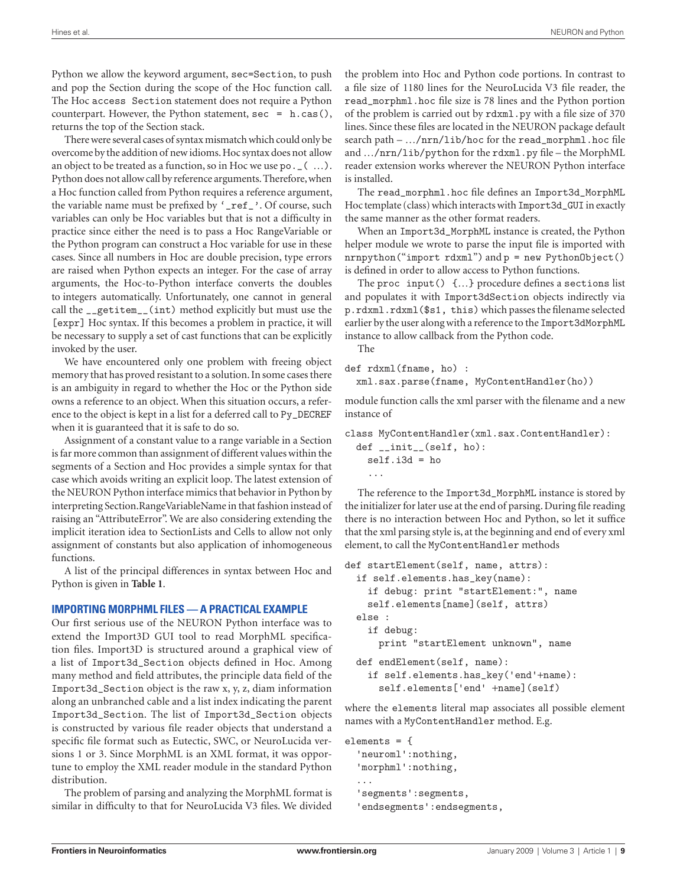Python we allow the keyword argument, sec=Section, to push and pop the Section during the scope of the Hoc function call. The Hoc `access Section` statement does not require a Python counterpart. However, the Python statement, `sec = h.cas()`, returns the top of the Section stack.

There were several cases of syntax mismatch which could only be overcome by the addition of new idioms. Hoc syntax does not allow an object to be treated as a function, so in Hoc we use `po._( …)`. Python does not allow call by reference arguments. Therefore, when a Hoc function called from Python requires a reference argument, the variable name must be prefixed by '_ref_'. Of course, such variables can only be Hoc variables but that is not a difficulty in practice since either the need is to pass a Hoc RangeVariable or the Python program can construct a Hoc variable for use in these cases. Since all numbers in Hoc are double precision, type errors are raised when Python expects an integer. For the case of array arguments, the Hoc-to-Python interface converts the doubles to integers automatically. Unfortunately, one cannot in general call the `__getitem__(int)` method explicitly but must use the `[expr]` Hoc syntax. If this becomes a problem in practice, it will be necessary to supply a set of cast functions that can be explicitly invoked by the user.

We have encountered only one problem with freeing object memory that has proved resistant to a solution. In some cases there is an ambiguity in regard to whether the Hoc or the Python side owns a reference to an object. When this situation occurs, a reference to the object is kept in a list for a deferred call to `Py_DECREF` when it is guaranteed that it is safe to do so.

Assignment of a constant value to a range variable in a Section is far more common than assignment of different values within the segments of a Section and Hoc provides a simple syntax for that case which avoids writing an explicit loop. The latest extension of the NEURON Python interface mimics that behavior in Python by interpreting Section.RangeVariableName in that fashion instead of raising an "AttributeError". We are also considering extending the implicit iteration idea to SectionLists and Cells to allow not only assignment of constants but also application of inhomogeneous functions.

A list of the principal differences in syntax between Hoc and Python is given in **Table 1**.

## IMPORTING MORPHML FILES — A PRACTICAL EXAMPLE

Our first serious use of the NEURON Python interface was to extend the Import3D GUI tool to read MorphML specification files. Import3D is structured around a graphical view of a list of `Import3d_Section` objects defined in Hoc. Among many method and field attributes, the principle data field of the `Import3d_Section` object is the raw x, y, z, diam information along an unbranched cable and a list index indicating the parent `Import3d_Section`. The list of `Import3d_Section` objects is constructed by various file reader objects that understand a specific file format such as Eutectic, SWC, or NeuroLucida versions 1 or 3. Since MorphML is an XML format, it was opportune to employ the XML reader module in the standard Python distribution.

The problem of parsing and analyzing the MorphML format is similar in difficulty to that for NeuroLucida V3 files. We divided the problem into Hoc and Python code portions. In contrast to a file size of 1180 lines for the NeuroLucida V3 file reader, the `read_morphml.hoc` file size is 78 lines and the Python portion of the problem is carried out by `rdxml.py` with a file size of 370 lines. Since these files are located in the NEURON package default search path – …`/nrn/lib/hoc` for the `read_morphml.hoc` file and …`/nrn/lib/python` for the `rdxml.py` file – the MorphML reader extension works wherever the NEURON Python interface is installed.

The `read_morphml.hoc` file defines an `Import3d_MorphML` Hoc template (class) which interacts with `Import3d_GUI` in exactly the same manner as the other format readers.

When an `Import3d_MorphML` instance is created, the Python helper module we wrote to parse the input file is imported with `nrnpython("import rdxml")` and `p = new PythonObject()` is defined in order to allow access to Python functions.

The `proc input() {…}` procedure defines a `sections` list and populates it with `Import3dSection` objects indirectly via `p.rdxml.rdxml($s1, this)` which passes the filename selected earlier by the user along with a reference to the `Import3dMorphML` instance to allow callback from the Python code.

The

```
def rdxml(fname, ho) :
  xml.sax.parse(fname, MyContentHandler(ho))
```

module function calls the xml parser with the filename and a new instance of

```
class MyContentHandler(xml.sax.ContentHandler):
  def __init__(self, ho):
    self.i3d = ho
    ...
```

The reference to the `Import3d_MorphML` instance is stored by the initializer for later use at the end of parsing. During file reading there is no interaction between Hoc and Python, so let it suffice that the xml parsing style is, at the beginning and end of every xml element, to call the `MyContentHandler` methods

```
def startElement(self, name, attrs):
  if self.elements.has_key(name):
    if debug: print "startElement:", name
    self.elements[name](self, attrs)
  else :
    if debug:
      print "startElement unknown", name
  def endElement(self, name):
    if self.elements.has_key('end'+name):
      self.elements['end' +name](self)
```

where the `elements` literal map associates all possible element names with a `MyContentHandler` method. E.g.

```
elements = {
  'neuroml':nothing,
  'morphml':nothing,
  ...
  'segments':segments,
  'endsegments':endsegments,
```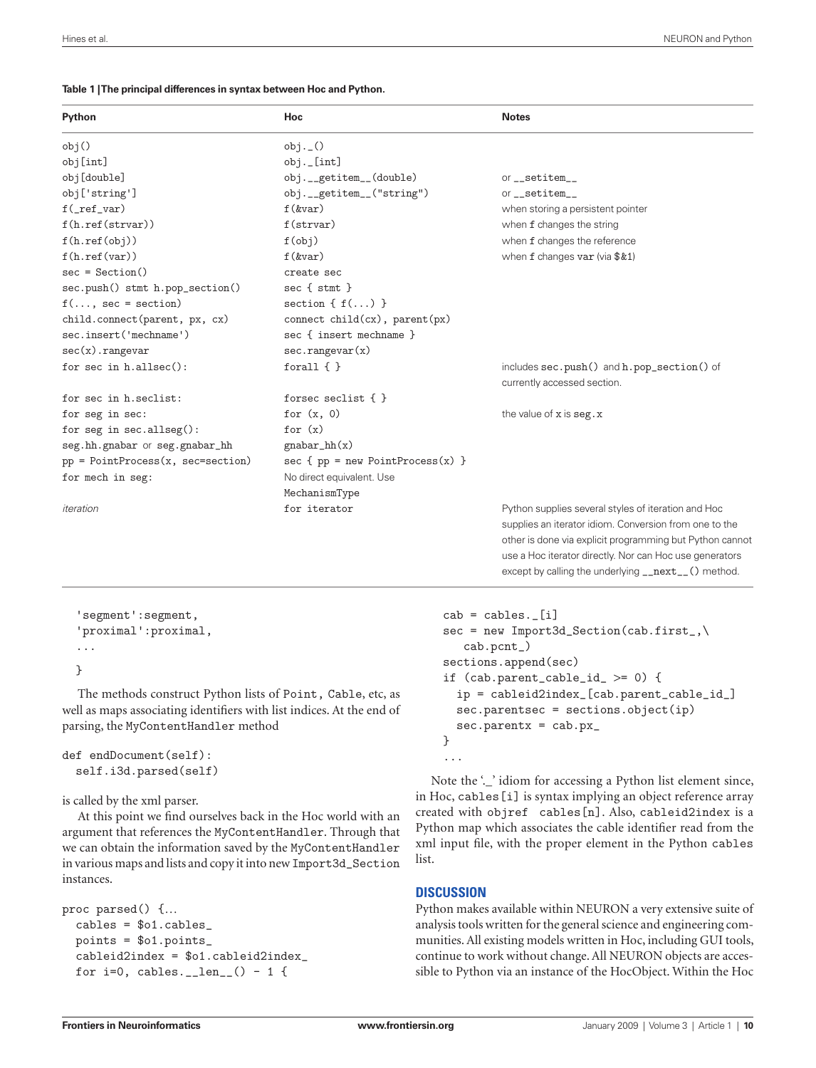**Table 1 | The principal differences in syntax between Hoc and Python.**

| Python | Hoc | Notes |
|---|---|---|
| `obj()` | `obj._()` | |
| `obj[int]` | `obj._[int]` | |
| `obj[double]` | `obj.__getitem__(double)` | or `__setitem__` |
| `obj['string']` | `obj.__getitem__("string")` | or `__setitem__` |
| `f(_ref_var)` | `f(&var)` | when storing a persistent pointer |
| `f(h.ref(strvar))` | `f(strvar)` | when `f` changes the string |
| `f(h.ref(obj))` | `f(obj)` | when `f` changes the reference |
| `f(h.ref(var))` | `f(&var)` | when `f` changes `var` (via `$&1`) |
| `sec = Section()` | `create sec` | |
| `sec.push() stmt h.pop_section()` | `sec { stmt }` | |
| `f(..., sec = section)` | `section { f(...) }` | |
| `child.connect(parent, px, cx)` | `connect child(cx), parent(px)` | |
| `sec.insert('mechname')` | `sec { insert mechname }` | |
| `sec(x).rangevar` | `sec.rangevar(x)` | |
| `for sec in h.allsec():` | `forall { }` | includes `sec.push()` and `h.pop_section()` of currently accessed section. |
| `for sec in h.seclist:` | `forsec seclist { }` | |
| `for seg in sec:` | `for (x, 0)` | the value of `x` is `seg.x` |
| `for seg in sec.allseg():` | `for (x)` | |
| `seg.hh.gnabar` or `seg.gnabar_hh` | `gnabar_hh(x)` | |
| `pp = PointProcess(x, sec=section)` | `sec { pp = new PointProcess(x) }` | |
| `for mech in seg:` | No direct equivalent. Use `MechanismType` | |
| *iteration* | `for iterator` | Python supplies several styles of iteration and Hoc supplies an iterator idiom. Conversion from one to the other is done via explicit programming but Python cannot use a Hoc iterator directly. Nor can Hoc use generators except by calling the underlying `__next__()` method. |

```
  'segment':segment,
  'proximal':proximal,
  ...
  }
```

The methods construct Python lists of `Point`, `Cable`, etc, as well as maps associating identifiers with list indices. At the end of parsing, the `MyContentHandler` method

```
def endDocument(self):
  self.i3d.parsed(self)
```

is called by the xml parser.

At this point we find ourselves back in the Hoc world with an argument that references the `MyContentHandler`. Through that we can obtain the information saved by the `MyContentHandler` in various maps and lists and copy it into new `Import3d_Section` instances.

```
proc parsed() {...
  cables = $o1.cables_
  points = $o1.points_
  cableid2index = $o1.cableid2index_
  for i=0, cables.__len__() - 1 {
    cab = cables._[i]
    sec = new Import3d_Section(cab.first_,\
      cab.pcnt_)
    sections.append(sec)
    if (cab.parent_cable_id_ >= 0) {
      ip = cableid2index_[cab.parent_cable_id_]
      sec.parentsec = sections.object(ip)
      sec.parentx = cab.px_
    }
    ...
```

Note the '_' idiom for accessing a Python list element since, in Hoc, `cables[i]` is syntax implying an object reference array created with `objref cables[n]`. Also, `cableid2index` is a Python map which associates the cable identifier read from the xml input file, with the proper element in the Python `cables` list.

## DISCUSSION

Python makes available within NEURON a very extensive suite of analysis tools written for the general science and engineering communities. All existing models written in Hoc, including GUI tools, continue to work without change. All NEURON objects are accessible to Python via an instance of the HocObject. Within the Hoc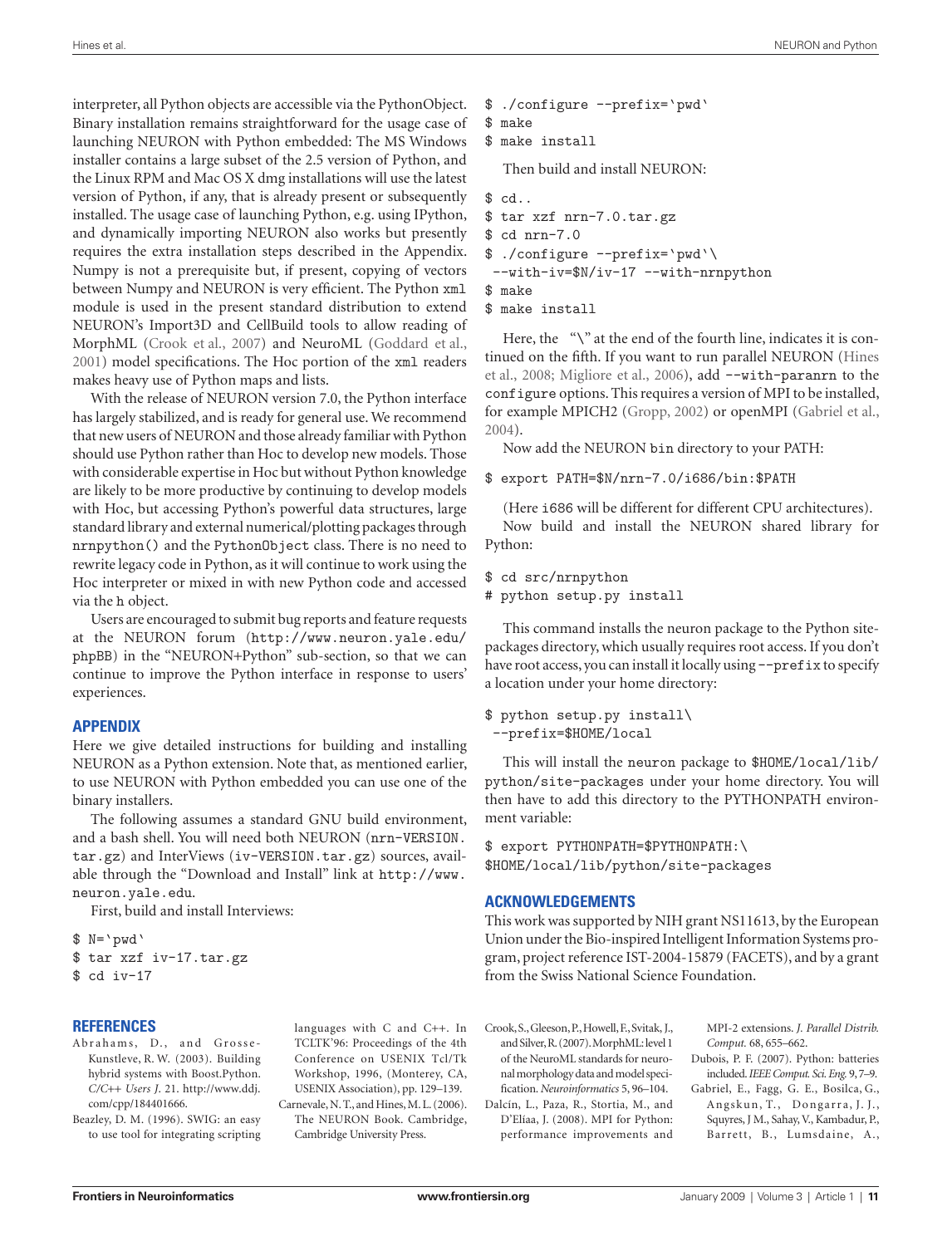interpreter, all Python objects are accessible via the PythonObject. Binary installation remains straightforward for the usage case of launching NEURON with Python embedded: The MS Windows installer contains a large subset of the 2.5 version of Python, and the Linux RPM and Mac OS X dmg installations will use the latest version of Python, if any, that is already present or subsequently installed. The usage case of launching Python, e.g. using IPython, and dynamically importing NEURON also works but presently requires the extra installation steps described in the Appendix. Numpy is not a prerequisite but, if present, copying of vectors between Numpy and NEURON is very efficient. The Python `xml` module is used in the present standard distribution to extend NEURON's Import3D and CellBuild tools to allow reading of MorphML (Crook et al., 2007) and NeuroML (Goddard et al., 2001) model specifications. The Hoc portion of the `xml` readers makes heavy use of Python maps and lists.

With the release of NEURON version 7.0, the Python interface has largely stabilized, and is ready for general use. We recommend that new users of NEURON and those already familiar with Python should use Python rather than Hoc to develop new models. Those with considerable expertise in Hoc but without Python knowledge are likely to be more productive by continuing to develop models with Hoc, but accessing Python's powerful data structures, large standard library and external numerical/plotting packages through `nrnpython()` and the `PythonObject` class. There is no need to rewrite legacy code in Python, as it will continue to work using the Hoc interpreter or mixed in with new Python code and accessed via the `h` object.

Users are encouraged to submit bug reports and feature requests at the NEURON forum (http://www.neuron.yale.edu/phpBB) in the "NEURON+Python" sub-section, so that we can continue to improve the Python interface in response to users' experiences.

## APPENDIX

Here we give detailed instructions for building and installing NEURON as a Python extension. Note that, as mentioned earlier, to use NEURON with Python embedded you can use one of the binary installers.

The following assumes a standard GNU build environment, and a bash shell. You will need both NEURON (`nrn-VERSION.tar.gz`) and InterViews (`iv-VERSION.tar.gz`) sources, available through the "Download and Install" link at http://www.neuron.yale.edu.

First, build and install Interviews:

```
$ N=`pwd`
$ tar xzf iv-17.tar.gz
$ cd iv-17
$ ./configure --prefix=`pwd`
$ make
$ make install
```

Then build and install NEURON:

```
$ cd..
$ tar xzf nrn-7.0.tar.gz
$ cd nrn-7.0
$ ./configure --prefix=`pwd`\
 --with-iv=$N/iv-17 --with-nrnpython
$ make
$ make install
```

Here, the "\" at the end of the fourth line, indicates it is continued on the fifth. If you want to run parallel NEURON (Hines et al., 2008; Migliore et al., 2006), add `--with-paranrn` to the `configure` options. This requires a version of MPI to be installed, for example MPICH2 (Gropp, 2002) or openMPI (Gabriel et al., 2004).

Now add the NEURON `bin` directory to your PATH:

```
$ export PATH=$N/nrn-7.0/i686/bin:$PATH
```

(Here `i686` will be different for different CPU architectures).

Now build and install the NEURON shared library for Python:

```
$ cd src/nrnpython
# python setup.py install
```

This command installs the neuron package to the Python site-packages directory, which usually requires root access. If you don't have root access, you can install it locally using `--prefix` to specify a location under your home directory:

```
$ python setup.py install\
 --prefix=$HOME/local
```

This will install the `neuron` package to `$HOME/local/lib/python/site-packages` under your home directory. You will then have to add this directory to the PYTHONPATH environment variable:

```
$ export PYTHONPATH=$PYTHONPATH:\
$HOME/local/lib/python/site-packages
```

## ACKNOWLEDGEMENTS

This work was supported by NIH grant NS11613, by the European Union under the Bio-inspired Intelligent Information Systems program, project reference IST-2004-15879 (FACETS), and by a grant from the Swiss National Science Foundation.

## REFERENCES

Abrahams, D., and Grosse-Kunstleve, R. W. (2003). Building hybrid systems with Boost.Python. *C/C++ Users J.* 21. http://www.ddj.com/cpp/184401666.

Beazley, D. M. (1996). SWIG: an easy to use tool for integrating scripting languages with C and C++. In TCLTK'96: Proceedings of the 4th Conference on USENIX Tcl/Tk Workshop, 1996, (Monterey, CA, USENIX Association), pp. 129–139.

Carnevale, N. T., and Hines, M. L. (2006). The NEURON Book. Cambridge, Cambridge University Press.

Crook, S., Gleeson, P., Howell, F., Svitak, J., and Silver, R. (2007). MorphML: level 1 of the NeuroML standards for neuronal morphology data and model specification. *Neuroinformatics* 5, 96–104.

Dalcín, L., Paza, R., Stortia, M., and D'Eliaa, J. (2008). MPI for Python: performance improvements and MPI-2 extensions. *J. Parallel Distrib. Comput.* 68, 655–662.

Dubois, P. F. (2007). Python: batteries included. *IEEE Comput. Sci. Eng.* 9, 7–9.

Gabriel, E., Fagg, G. E., Bosilca, G., Angskun, T., Dongarra, J. J., Squyres, J M., Sahay, V., Kambadur, P., Barrett, B., Lumsdaine, A.,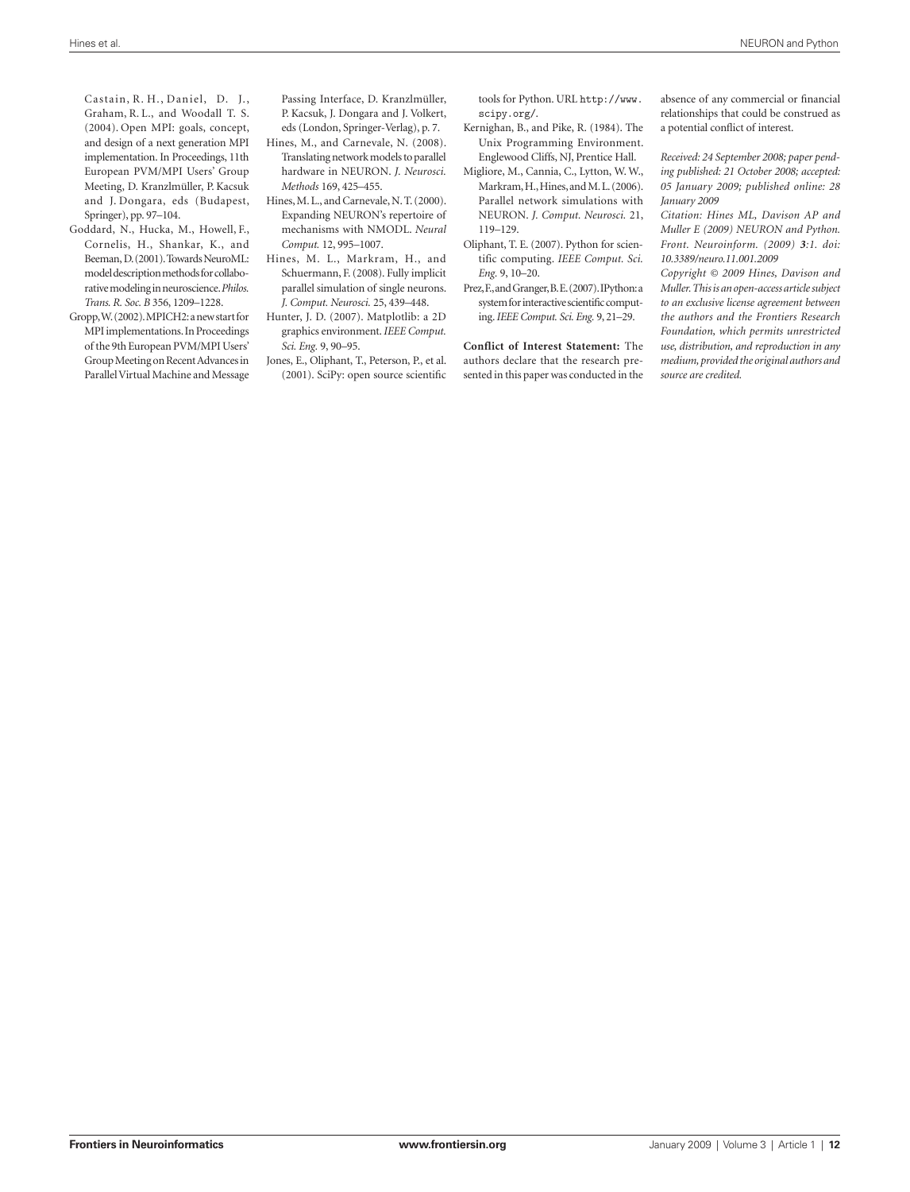Castain, R. H., Daniel, D. J., Graham, R. L., and Woodall T. S. (2004). Open MPI: goals, concept, and design of a next generation MPI implementation. In Proceedings, 11th European PVM/MPI Users' Group Meeting, D. Kranzlmüller, P. Kacsuk and J. Dongara, eds (Budapest, Springer), pp. 97–104.

Goddard, N., Hucka, M., Howell, F., Cornelis, H., Shankar, K., and Beeman, D. (2001). Towards NeuroML: model description methods for collaborative modeling in neuroscience. *Philos. Trans. R. Soc. B* 356, 1209–1228.

Gropp, W. (2002). MPICH2: a new start for MPI implementations. In Proceedings of the 9th European PVM/MPI Users' Group Meeting on Recent Advances in Parallel Virtual Machine and Message Passing Interface, D. Kranzlmüller, P. Kacsuk, J. Dongara and J. Volkert, eds (London, Springer-Verlag), p. 7.

Hines, M., and Carnevale, N. (2008). Translating network models to parallel hardware in NEURON. *J. Neurosci. Methods* 169, 425–455.

Hines, M. L., and Carnevale, N. T. (2000). Expanding NEURON's repertoire of mechanisms with NMODL. *Neural Comput.* 12, 995–1007.

Hines, M. L., Markram, H., and Schuermann, F. (2008). Fully implicit parallel simulation of single neurons. *J. Comput. Neurosci.* 25, 439–448.

Hunter, J. D. (2007). Matplotlib: a 2D graphics environment. *IEEE Comput. Sci. Eng.* 9, 90–95.

Jones, E., Oliphant, T., Peterson, P., et al. (2001). SciPy: open source scientific tools for Python. URL `http://www.scipy.org/`.

Kernighan, B., and Pike, R. (1984). The Unix Programming Environment. Englewood Cliffs, NJ, Prentice Hall.

Migliore, M., Cannia, C., Lytton, W. W., Markram, H., Hines, and M. L. (2006). Parallel network simulations with NEURON. *J. Comput. Neurosci.* 21, 119–129.

Oliphant, T. E. (2007). Python for scientific computing. *IEEE Comput. Sci. Eng.* 9, 10–20.

Prez, F., and Granger, B. E. (2007). IPython: a system for interactive scientific computing. *IEEE Comput. Sci. Eng.* 9, 21–29.

**Conflict of Interest Statement:** The authors declare that the research presented in this paper was conducted in the absence of any commercial or financial relationships that could be construed as a potential conflict of interest.

*Received: 24 September 2008; paper pending published: 21 October 2008; accepted: 05 January 2009; published online: 28 January 2009*

*Citation: Hines ML, Davison AP and Muller E (2009) NEURON and Python. Front. Neuroinform. (2009)* ***3****:1. doi: 10.3389/neuro.11.001.2009*

*Copyright © 2009 Hines, Davison and Muller. This is an open-access article subject to an exclusive license agreement between the authors and the Frontiers Research Foundation, which permits unrestricted use, distribution, and reproduction in any medium, provided the original authors and source are credited.*